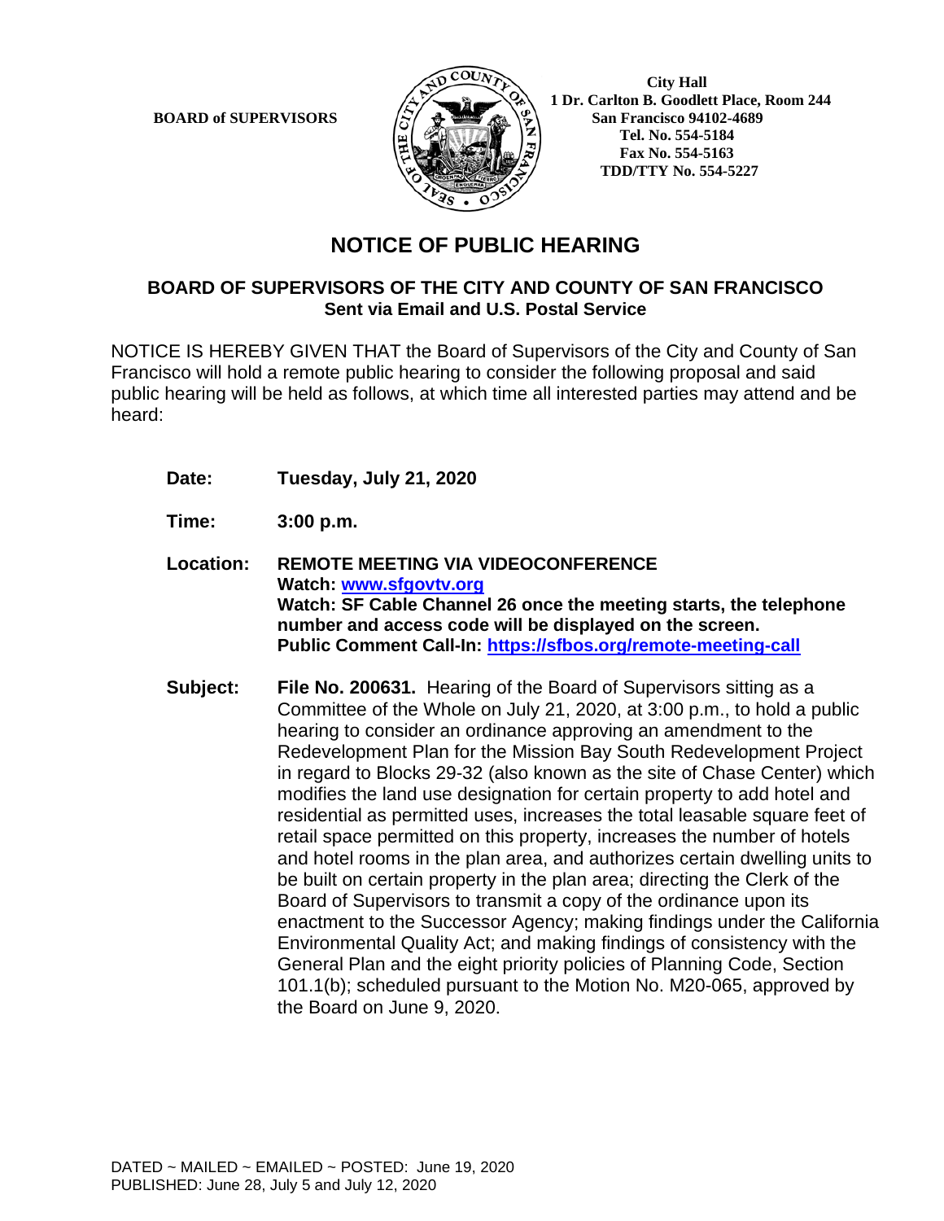**BOARD of SUPERVISORS**

City Hall
1 Dr. Carlton B. Goodlett Place, Room 244
San Francisco 94102-4689
Tel. No. 554-5184
Fax No. 554-5163
TDD/TTY No. 554-5227

# NOTICE OF PUBLIC HEARING

## BOARD OF SUPERVISORS OF THE CITY AND COUNTY OF SAN FRANCISCO
**Sent via Email and U.S. Postal Service**

NOTICE IS HEREBY GIVEN THAT the Board of Supervisors of the City and County of San Francisco will hold a remote public hearing to consider the following proposal and said public hearing will be held as follows, at which time all interested parties may attend and be heard:

**Date:** **Tuesday, July 21, 2020**

**Time:** **3:00 p.m.**

**Location:** **REMOTE MEETING VIA VIDEOCONFERENCE**
**Watch: [www.sfgovtv.org](www.sfgovtv.org)**
**Watch: SF Cable Channel 26 once the meeting starts, the telephone number and access code will be displayed on the screen.**
**Public Comment Call-In: [https://sfbos.org/remote-meeting-call](https://sfbos.org/remote-meeting-call)**

**Subject:** **File No. 200631.** Hearing of the Board of Supervisors sitting as a Committee of the Whole on July 21, 2020, at 3:00 p.m., to hold a public hearing to consider an ordinance approving an amendment to the Redevelopment Plan for the Mission Bay South Redevelopment Project in regard to Blocks 29-32 (also known as the site of Chase Center) which modifies the land use designation for certain property to add hotel and residential as permitted uses, increases the total leasable square feet of retail space permitted on this property, increases the number of hotels and hotel rooms in the plan area, and authorizes certain dwelling units to be built on certain property in the plan area; directing the Clerk of the Board of Supervisors to transmit a copy of the ordinance upon its enactment to the Successor Agency; making findings under the California Environmental Quality Act; and making findings of consistency with the General Plan and the eight priority policies of Planning Code, Section 101.1(b); scheduled pursuant to the Motion No. M20-065, approved by the Board on June 9, 2020.

DATED ~ MAILED ~ EMAILED ~ POSTED: June 19, 2020
PUBLISHED: June 28, July 5 and July 12, 2020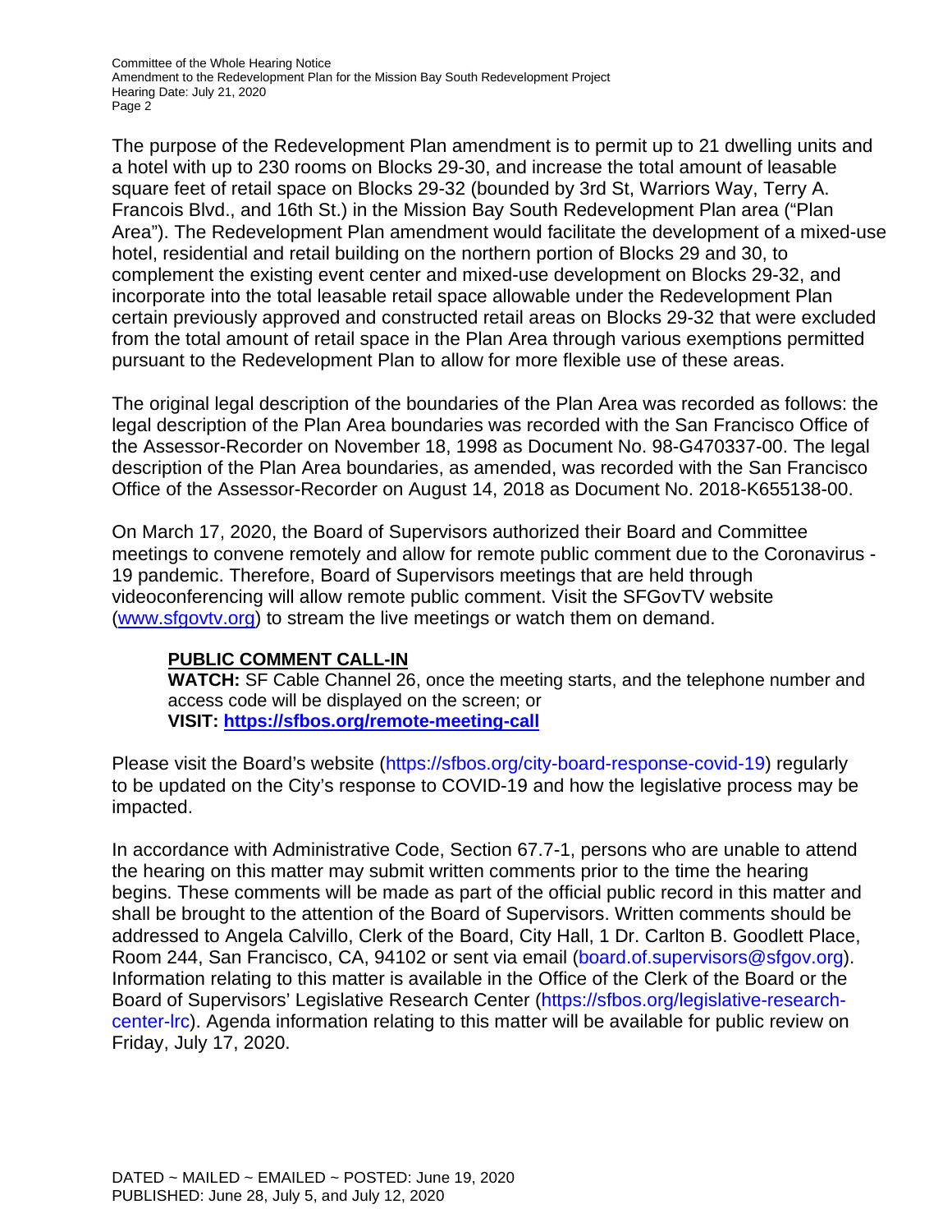The purpose of the Redevelopment Plan amendment is to permit up to 21 dwelling units and a hotel with up to 230 rooms on Blocks 29-30, and increase the total amount of leasable square feet of retail space on Blocks 29-32 (bounded by 3rd St, Warriors Way, Terry A. Francois Blvd., and 16th St.) in the Mission Bay South Redevelopment Plan area ("Plan Area"). The Redevelopment Plan amendment would facilitate the development of a mixed-use hotel, residential and retail building on the northern portion of Blocks 29 and 30, to complement the existing event center and mixed-use development on Blocks 29-32, and incorporate into the total leasable retail space allowable under the Redevelopment Plan certain previously approved and constructed retail areas on Blocks 29-32 that were excluded from the total amount of retail space in the Plan Area through various exemptions permitted pursuant to the Redevelopment Plan to allow for more flexible use of these areas.

The original legal description of the boundaries of the Plan Area was recorded as follows: the legal description of the Plan Area boundaries was recorded with the San Francisco Office of the Assessor-Recorder on November 18, 1998 as Document No. 98-G470337-00. The legal description of the Plan Area boundaries, as amended, was recorded with the San Francisco Office of the Assessor-Recorder on August 14, 2018 as Document No. 2018-K655138-00.

On March 17, 2020, the Board of Supervisors authorized their Board and Committee meetings to convene remotely and allow for remote public comment due to the Coronavirus -19 pandemic. Therefore, Board of Supervisors meetings that are held through videoconferencing will allow remote public comment. Visit the SFGovTV website (www.sfgovtv.org) to stream the live meetings or watch them on demand.

**PUBLIC COMMENT CALL-IN**

**WATCH:** SF Cable Channel 26, once the meeting starts, and the telephone number and access code will be displayed on the screen; or
**VISIT: https://sfbos.org/remote-meeting-call**

Please visit the Board's website (https://sfbos.org/city-board-response-covid-19) regularly to be updated on the City's response to COVID-19 and how the legislative process may be impacted.

In accordance with Administrative Code, Section 67.7-1, persons who are unable to attend the hearing on this matter may submit written comments prior to the time the hearing begins. These comments will be made as part of the official public record in this matter and shall be brought to the attention of the Board of Supervisors. Written comments should be addressed to Angela Calvillo, Clerk of the Board, City Hall, 1 Dr. Carlton B. Goodlett Place, Room 244, San Francisco, CA, 94102 or sent via email (board.of.supervisors@sfgov.org). Information relating to this matter is available in the Office of the Clerk of the Board or the Board of Supervisors' Legislative Research Center (https://sfbos.org/legislative-research-center-lrc). Agenda information relating to this matter will be available for public review on Friday, July 17, 2020.

DATED ~ MAILED ~ EMAILED ~ POSTED: June 19, 2020
PUBLISHED: June 28, July 5, and July 12, 2020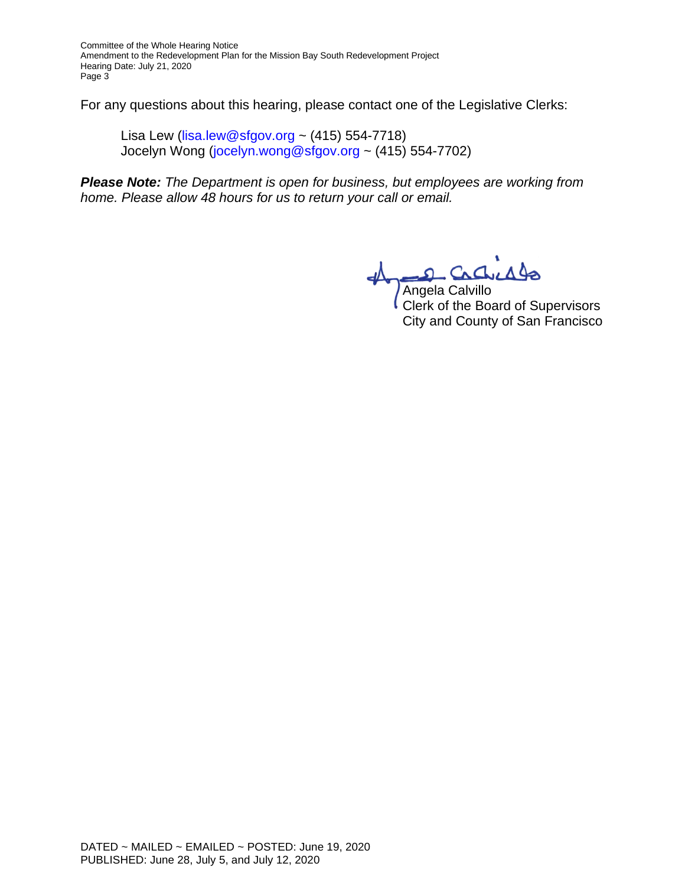For any questions about this hearing, please contact one of the Legislative Clerks:

Lisa Lew (lisa.lew@sfgov.org ~ (415) 554-7718)
Jocelyn Wong (jocelyn.wong@sfgov.org ~ (415) 554-7702)

***Please Note:*** *The Department is open for business, but employees are working from home. Please allow 48 hours for us to return your call or email.*

Angela Calvillo
Clerk of the Board of Supervisors
City and County of San Francisco

DATED ~ MAILED ~ EMAILED ~ POSTED: June 19, 2020
PUBLISHED: June 28, July 5, and July 12, 2020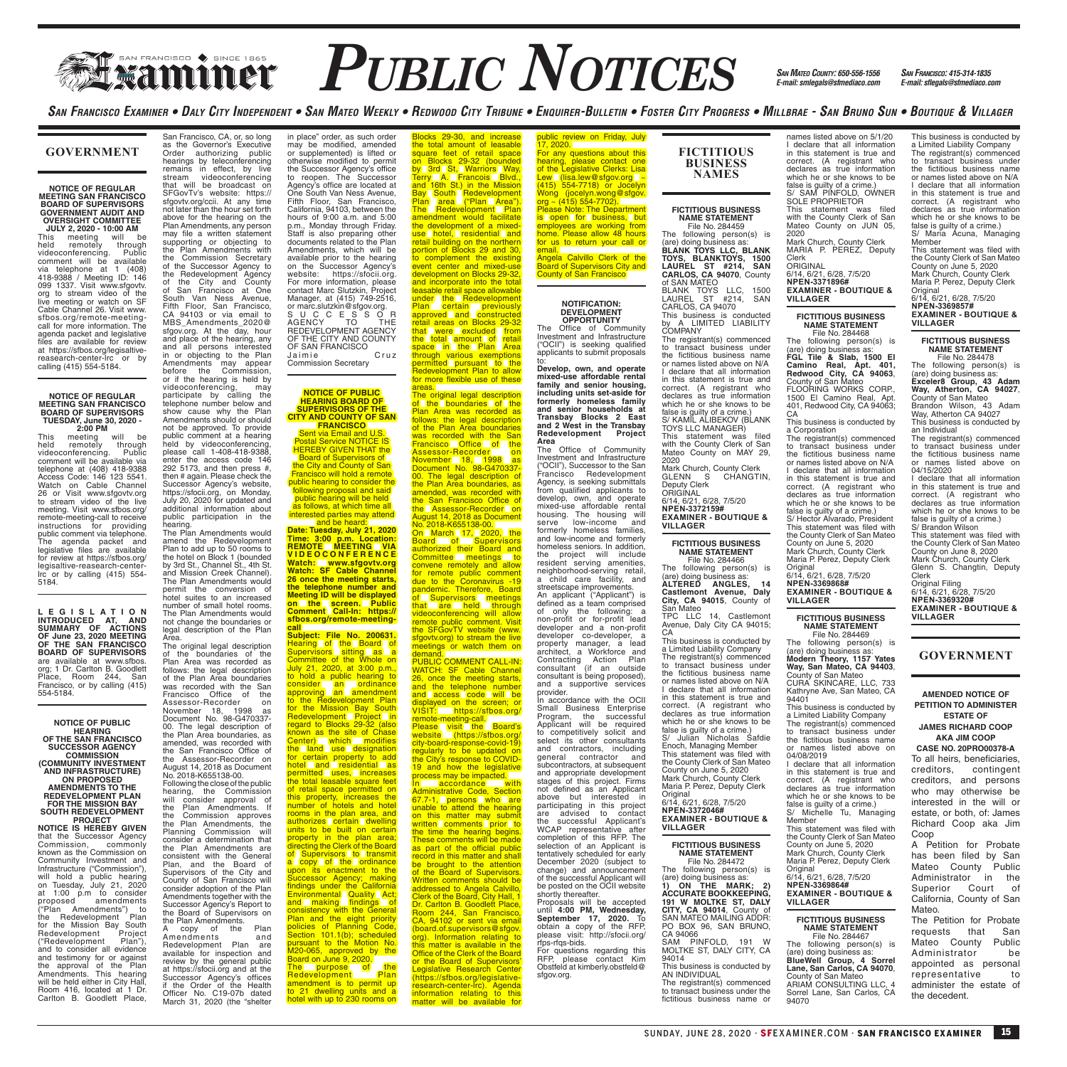# Examiner PUBLIC NOTICES

*San Mateo County: 650-556-1556 E-mail: smlegals@sfmediaco.com*

*San Francisco: 415-314-1835 E-mail: sflegals@sfmediaco.com*

*San Francisco Examiner • Daly City Independent • San Mateo Weekly • Redwood City Tribune • Enquirer-Bulletin • Foster City Progress • Millbrae - San Bruno Sun • Boutique & Villager*

## GOVERNMENT

**NOTICE OF REGULAR MEETING SAN FRANCISCO BOARD OF SUPERVISORS GOVERNMENT AUDIT AND OVERSIGHT COMMITTEE JULY 2, 2020 - 10:00 AM**

This meeting will be held remotely through videoconferencing. Public comment will be available via telephone at 1 (408) 418-9388 / Meeting ID: 146 099 1337. Visit www.sfgovtv.org to stream video of the live meeting or watch on SF Cable Channel 26. Visit www.sfbos.org/remote-meeting-call for more information. The agenda packet and legislative files are available for review at https://sfbos.org/legisaltive-reasearch-center-lrc or by calling (415) 554-5184.

**NOTICE OF REGULAR MEETING SAN FRANCISCO BOARD OF SUPERVISORS TUESDAY, June 30, 2020 - 2:00 PM**

This meeting will be held remotely through videoconferencing. Public comment will be available via telephone at (408) 418-9388 Access Code: 146 123 5541. Watch on Cable Channel 26 or Visit www.sfgovtv.org to stream video of the live meeting. Visit www.sfbos.org/remote-meeting-call to receive instructions for providing public comment via telephone. The agenda packet and legislative files are available for review at https://sfbos.org/legisaltive-reasearch-center-lrc or by calling (415) 554-5184.

**LEGISLATION INTRODUCED AT, AND SUMMARY OF ACTIONS OF June 23, 2020 MEETING OF THE SAN FRANCISCO BOARD OF SUPERVISORS** are available at www.sfbos.org; 1 Dr. Carlton B. Goodlett Place, Room 244, San Francisco, or by calling (415) 554-5184.

**NOTICE OF PUBLIC HEARING OF THE SAN FRANCISCO SUCCESSOR AGENCY COMMISSION (COMMUNITY INVESTMENT AND INFRASTRUCTURE) ON PROPOSED AMENDMENTS TO THE REDEVELOPMENT PLAN FOR THE MISSION BAY SOUTH REDEVELOPMENT PROJECT**

**NOTICE IS HEREBY GIVEN** that the Successor Agency Commission, commonly known as the Commission on Community Investment and Infrastructure ("Commission"), will hold a public hearing on Tuesday, July 21, 2020 at 1:00 p.m to consider proposed amendments ("Plan Amendments") to the Redevelopment Plan for the Mission Bay South Redevelopment Project ("Redevelopment Plan"), and to consider all evidence and testimony for or against the approval of the Plan Amendments. This hearing will be held either in City Hall, Room 416, located at 1 Dr. Carlton B. Goodlett Place, San Francisco, CA, or, so long as the Governor's Executive Order authorizing public hearings by teleconferencing remains in effect, by live stream videoconferencing that will be broadcast on SFGovTv's website: https://sfgovtv.org/ccii. At any time not later than the hour set forth above for the hearing on the Plan Amendments, any person may file a written statement supporting or objecting to the Plan Amendments with the Commission Secretary of the Successor Agency to the Redevelopment Agency of the City and County of San Francisco at One South Van Ness Avenue, Fifth Floor, San Francisco, CA 94103 or via email to MBS_Amendments_2020@sfgov.org. At the day, hour and place of the hearing, any and all persons interested in or objecting to the Plan Amendments may appear before the Commission, or if the hearing is held by videoconferencing, may participate by calling the telephone number below and show cause why the Plan Amendments should or should not be approved. To provide public comment at a hearing held by videoconferencing, please call 1-408-418-9388, enter the access code 146 292 5173, and then press #, then # again. Please check the Successor Agency's website, https://sfocii.org, on Monday, July 20, 2020 for updated and additional information about public participation in the hearing.

The Plan Amendments would amend the Redevelopment Plan to add up to 50 rooms to the hotel on Block 1 (bounded by 3rd St., Channel St., 4th St. and Mission Creek Channel). The Plan Amendments would permit the conversion of hotel suites to an increased number of small hotel rooms. The Plan Amendments would not change the boundaries or legal description of the Plan Area.

The original legal description of the boundaries of the Plan Area was recorded as follows: the legal description of the Plan Area boundaries was recorded with the San Francisco Office of the Assessor-Recorder on November 18, 1998 as Document No. 98-G470337-00. The legal description of the Plan Area boundaries, as amended, was recorded with the San Francisco Office of the Assessor-Recorder on August 14, 2018 as Document No. 2018-K655138-00.

Following the close of the public hearing, the Commission will consider approval of the Plan Amendments. If the Commission approves the Plan Amendments, the Planning Commission will consider a determination that the Plan Amendments are consistent with the General Plan, and the Board of Supervisors of the City and County of San Francisco will consider adoption of the Plan Amendments together with the Successor Agency's Report to the Board of Supervisors on the Plan Amendments.

A copy of the Plan Amendments and Redevelopment Plan are available for inspection and review by the general public at https://sfocii.org and at the Successor Agency's offices if the Order of the Health Officer No. C19-07b dated March 31, 2020 (the "shelter in place" order, as such order may be modified, amended or supplemented) is lifted or otherwise modified to permit the Successor Agency's office to reopen. The Successor Agency's office are located at One South Van Ness Avenue, Fifth Floor, San Francisco, California, 94103, between the hours of 9:00 a.m. and 5:00 p.m., Monday through Friday. Staff is also preparing other documents related to the Plan Amendments, which will be available prior to the hearing on the Successor Agency's website: https://sfocii.org. For more information, please contact Marc Slutzkin, Project Manager, at (415) 749-2516, or marc.slutzkin@sfgov.org.

SUCCESSOR AGENCY TO THE REDEVELOPMENT AGENCY OF THE CITY AND COUNTY OF SAN FRANCISCO
Jaimie Cruz
Commission Secretary

**NOTICE OF PUBLIC HEARING BOARD OF SUPERVISORS OF THE CITY AND COUNTY OF SAN FRANCISCO**

Sent via Email and U.S. Postal Service NOTICE IS HEREBY GIVEN THAT the Board of Supervisors of the City and County of San Francisco will hold a remote public hearing to consider the following proposal and said public hearing will be held as follows, at which time all interested parties may attend and be heard:

**Date: Tuesday, July 21, 2020 Time: 3:00 p.m. Location: REMOTE MEETING VIA VIDEOCONFERENCE Watch: www.sfgovtv.org Watch: SF Cable Channel 26 once the meeting starts, the telephone number and Meeting ID will be displayed on the screen. Public Comment Call-In: https://sfbos.org/remote-meeting-call**

**Subject: File No. 200631.** Hearing of the Board of Supervisors sitting as a Committee of the Whole on July 21, 2020, at 3:00 p.m., to hold a public hearing to consider an ordinance approving an amendment to the Redevelopment Plan for the Mission Bay South Redevelopment Project in regard to Blocks 29-32 (also known as the site of Chase Center) which modifies the land use designation for certain property to add hotel and residential as permitted uses, increases the total leasable square feet of retail space permitted on this property, increases the number of hotels and hotel rooms in the plan area, and authorizes certain dwelling units to be built on certain property in the plan area; directing the Clerk of the Board of Supervisors to transmit a copy of the ordinance upon its enactment to the Successor Agency; making findings under the California Environmental Quality Act; and making findings of consistency with the General Plan and the eight priority policies of Planning Code, Section 101.1(b); scheduled pursuant to the Motion No. M20-065, approved by the Board on June 9, 2020.

The purpose of the Redevelopment Plan amendment is to permit up to 21 dwelling units and a hotel with up to 230 rooms on Blocks 29-30, and increase the total amount of leasable square feet of retail space on Blocks 29-32 (bounded by 3rd St., Warriors Way, Terry A. Francois Blvd., and 16th St.) in the Mission Bay South Redevelopment Plan area ("Plan Area"). The Redevelopment Plan amendment would facilitate the development of a mixed-use hotel, residential and retail building on the northern portion of Blocks 29 and 30, to complement the existing event center and mixed-use development on Blocks 29-32, and incorporate into the total leasable retail space allowable under the Redevelopment Plan certain previously approved and constructed retail areas on Blocks 29-32 that were excluded from the total amount of retail space in the Plan Area through various exemptions permitted pursuant to the Redevelopment Plan to allow for more flexible use of these areas.

The original legal description of the boundaries of the Plan Area was recorded as follows: the legal description of the Plan Area boundaries was recorded with the San Francisco Office of the Assessor-Recorder on November 18, 1998 as Document No. 98-G470337-00. The legal description of the Plan Area boundaries, as amended, was recorded with the San Francisco Office of the Assessor-Recorder on August 14, 2018 as Document No. 2018-K655138-00.

On March 17, 2020, the Board of Supervisors authorized their Board and Committee meetings to convene remotely and allow for remote public comment due to the Coronavirus -19 pandemic. Therefore, Board of Supervisors meetings that are held through videoconferencing will allow remote public comment. Visit the SFGovTV website (www.sfgovtv.org) to stream the live meetings or watch them on demand.

PUBLIC COMMENT CALL-IN: WATCH: SF Cable Channel 26, once the meeting starts, and the telephone number and access code will be displayed on the screen; or VISIT: https://sfbos.org/remote-meeting-call.

Please visit the Board's website (https://sfbos.org/city-board-response-covid-19) regularly to be updated on the City's response to COVID-19 and how the legislative process may be impacted.

In accordance with Administrative Code, Section 67.7-1, persons who are unable to attend the hearing on this matter may submit written comments prior to the time the hearing begins. These comments will be made as part of the official public record in this matter and shall be brought to the attention of the Board of Supervisors. Written comments should be addressed to Angela Calvillo, Clerk of the Board, City Hall, 1 Dr. Carlton B. Goodlett Place, Room 244, San Francisco, CA, 94102 or sent via email (board.of.supervisors@sfgov.org). Information relating to this matter is available in the Office of the Clerk of the Board or the Board of Supervisors' Legislative Research Center (https://sfbos.org/legislative-research-center-lrc). Agenda information relating to this matter will be available for public review on Friday, July 17, 2020.

For any questions about this hearing, please contact one of the Legislative Clerks: Lisa Lew (lisa.lew@sfgov.org ~ (415) 554-7718) or Jocelyn Wong (jocelyn.wong@sfgov.org ~ (415) 554-7702).

Please Note: The Department is open for business, but employees are working from home. Please allow 48 hours for us to return your call or email.

Angela Calvillo Clerk of the Board of Supervisors City and County of San Francisco

**NOTIFICATION: DEVELOPMENT OPPORTUNITY**

The Office of Community Investment and Infrastructure ("OCII") is seeking qualified applicants to submit proposals to:

**Develop, own, and operate mixed-use affordable rental family and senior housing, including units set-aside for formerly homeless family and senior households at Transbay Blocks 2 East and 2 West in the Transbay Redevelopment Project Area**

The Office of Community Investment and Infrastructure ("OCII"), Successor to the San Francisco Redevelopment Agency, is seeking submittals from qualified applicants to develop, own, and operate mixed-use affordable rental housing. The housing will serve low-income and formerly homeless families, and low-income and formerly homeless seniors. In addition, the project will include resident serving amenities, neighborhood-serving retail, a child care facility, and streetscape improvements.

An applicant ("Applicant") is defined as a team comprised of only the following: a non-profit or for-profit lead developer and a non-profit developer co-developer, a property manager, a lead architect, a Workforce and Contracting Action Plan consultant (if an outside consultant is being proposed), and a supportive services provider.

In accordance with the OCII Small Business Enterprise Program, the successful Applicant will be required to competitively solicit and select its other consultants and contractors, including general contractor and subcontractors, at subsequent and appropriate development stages of this project. Firms not defined as an Applicant above but interested in participating in this project are advised to contact the successful Applicant's WCAP representative after completion of this RFP. The selection of an Applicant is tentatively scheduled for early December 2020 (subject to change) and announcement of the successful Applicant will be posted on the OCII website shortly thereafter.

Proposals will be accepted until **4:00 PM, Wednesday, September 17, 2020.** To obtain a copy of the RFP, please visit: http://sfocii.org/rfps-rfqs-bids.

For questions regarding this RFP, please contact Kim Obstfeld at kimberly.obstfeld@sfgov.org.

## FICTITIOUS BUSINESS NAMES

**FICTITIOUS BUSINESS NAME STATEMENT**
File No. 284459
The following person(s) is (are) doing business as: **BLANK TOYS LLC, BLANK TOYS, BLANKTOYS, 1500 LAUREL ST #214, SAN CARLOS, CA 94070**, County of SAN MATEO
BLANK TOYS LLC, 1500 LAUREL ST #214, SAN CARLOS, CA 94070
This business is conducted by A LIMITED LIABILITY COMPANY
The registrant(s) commenced to transact business under the fictitious business name or names listed above on N/A
I declare that all information in this statement is true and correct. (A registrant who declares as true information which he or she knows to be false is guilty of a crime.)
S/ KAMIL ALIBEKOV (BLANK TOYS LLC MANAGER)
This statement was filed with the County Clerk of San Mateo County on MAY 29, 2020
Mark Church, County Clerk
GLENN S CHANGTIN, Deputy Clerk
ORIGINAL
6/14, 6/21, 6/28, 7/5/20
**NPEN-3372159#**
**EXAMINER - BOUTIQUE & VILLAGER**

**FICTITIOUS BUSINESS NAME STATEMENT**
File No. 284466
The following person(s) is (are) doing business as: **ALTERED ANGLES, 14 Castlemont Avenue, Daly City, CA 94015**, County of San Mateo
TPC LLC 14, Castlemont Avenue, Daly City CA 94015; CA
This business is conducted by a Limited Liability Company
The registrant(s) commenced to transact business under the fictitious business name or names listed above on N/A
I declare that all information in this statement is true and correct. (A registrant who declares as true information which he or she knows to be false is guilty of a crime.)
S/ Julian Nicholas Safdie Enoch, Managing Member
This statement was filed with the County Clerk of San Mateo County on June 5, 2020
Mark Church, County Clerk
Maria P. Perez, Deputy Clerk
Original
6/14, 6/21, 6/28, 7/5/20
**NPEN-3372046#**
**EXAMINER - BOUTIQUE & VILLAGER**

**FICTITIOUS BUSINESS NAME STATEMENT**
File No. 284472
The following person(s) is (are) doing business as: **1) ON THE MARK; 2) ACCURATE BOOKKEEPING, 191 W MOLTKE ST, DALY CITY, CA 94014**, County of SAN MATEO MAILING ADDR: PO BOX 96, SAN BRUNO, CA 94066
SAM PINFOLD, 191 W MOLTKE ST, DALY CITY, CA 94014
This business is conducted by AN INDIVIDUAL
The registrant(s) commenced to transact business under the fictitious business name or names listed above on 5/1/20
I declare that all information in this statement is true and correct. (A registrant who declares as true information which he or she knows to be false is guilty of a crime.)
S/ SAM PINFOLD, OWNER SOLE PROPRIETOR
This statement was filed with the County Clerk of San Mateo County on JUN 05, 2020
Mark Church, County Clerk
MARIA P. PEREZ, Deputy Clerk
ORIGINAL
6/14, 6/21, 6/28, 7/5/20
**NPEN-3371896#**
**EXAMINER - BOUTIQUE & VILLAGER**

**FICTITIOUS BUSINESS NAME STATEMENT**
File No. 284468
The following person(s) is (are) doing business as: **FGL Tile & Slab, 1500 El Camino Real, Apt. 401, Redwood City, CA 94063**, County of San Mateo
FLOORING WORKS CORP., 1500 El Camino Real, Apt. 401, Redwood City, CA 94063; CA
This business is conducted by a Corporation
The registrant(s) commenced to transact business under the fictitious business name or names listed above on N/A
I declare that all information in this statement is true and correct. (A registrant who declares as true information which he or she knows to be false is guilty of a crime.)
S/ Hector Alvarado, President
This statement was filed with the County Clerk of San Mateo County on June 5, 2020
Mark Church, County Clerk
Maria P. Perez, Deputy Clerk
Original
6/14, 6/21, 6/28, 7/5/20
**NPEN-3369868#**
**EXAMINER - BOUTIQUE & VILLAGER**

**FICTITIOUS BUSINESS NAME STATEMENT**
File No. 284469
The following person(s) is (are) doing business as: **Modern Theory, 1157 Yates Way, San Mateo, CA 94403**, County of San Mateo
CURA SKINCARE, LLC, 733 Kathryne Ave, San Mateo, CA 94401
This business is conducted by a Limited Liability Company
The registrant(s) commenced to transact business under the fictitious business name or names listed above on 04/08/2019
I declare that all information in this statement is true and correct. (A registrant who declares as true information which he or she knows to be false is guilty of a crime.)
S/ Michelle Tu, Managing Member
This statement was filed with the County Clerk of San Mateo County on June 5, 2020
Mark Church, County Clerk
Maria P. Perez, Deputy Clerk
Original
6/14, 6/21, 6/28, 7/5/20
**NPEN-3369864#**
**EXAMINER - BOUTIQUE & VILLAGER**

**FICTITIOUS BUSINESS NAME STATEMENT**
File No. 284467
The following person(s) is (are) doing business as: **BlueWell Group, 4 Sorrel Lane, San Carlos, CA 94070**, County of San Mateo
ARIAM CONSULTING LLC, 4 Sorrel Lane, San Carlos, CA 94070
This business is conducted by a Limited Liability Company
The registrant(s) commenced to transact business under the fictitious business name or names listed above on N/A
I declare that all information in this statement is true and correct. (A registrant who declares as true information which he or she knows to be false is guilty of a crime.)
S/ Maria Acuna, Managing Member
This statement was filed with the County Clerk of San Mateo County on June 5, 2020
Mark Church, County Clerk
Maria P. Perez, Deputy Clerk
Original
6/14, 6/21, 6/28, 7/5/20
**NPEN-3369857#**
**EXAMINER - BOUTIQUE & VILLAGER**

**FICTITIOUS BUSINESS NAME STATEMENT**
File No. 284478
The following person(s) is (are) doing business as: **Exceler8 Group, 43 Adam Way, Atherton, CA 94027**, County of San Mateo
Brandon Wilson, 43 Adam Way, Atherton CA 94027
This business is conducted by an Individual
The registrant(s) commenced to transact business under the fictitious business name or names listed above on 04/15/2020
I declare that all information in this statement is true and correct. (A registrant who declares as true information which he or she knows to be false is guilty of a crime.)
S/ Brandon Wilson
This statement was filed with the County Clerk of San Mateo County on June 8, 2020
Mark Church, County Clerk
Glenn S. Changtin, Deputy Clerk
Original Filing
6/14, 6/21, 6/28, 7/5/20
**NPEN-3369320#**
**EXAMINER - BOUTIQUE & VILLAGER**

## GOVERNMENT

**AMENDED NOTICE OF PETITION TO ADMINISTER ESTATE OF JAMES RICHARD COOP AKA JIM COOP CASE NO. 20PRO00378-A**

To all heirs, beneficiaries, creditors, contingent creditors, and persons who may otherwise be interested in the will or estate, or both, of: James Richard Coop aka Jim Coop

A Petition for Probate has been filed by San Mateo County Public Administrator in the Superior Court of California, County of San Mateo.

The Petition for Probate requests that San Mateo County Public Administrator be appointed as personal representative to administer the estate of the decedent.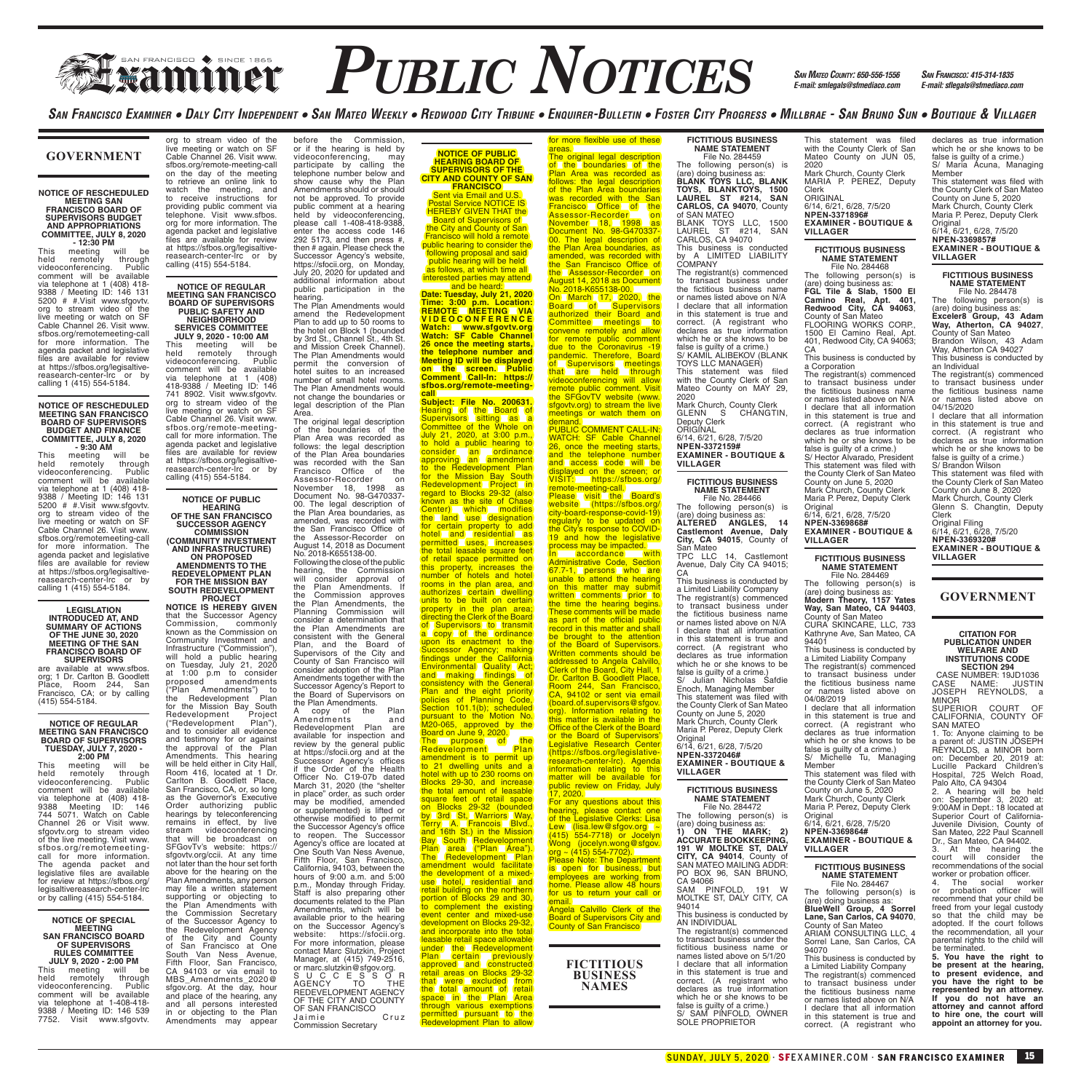# Examiner PUBLIC NOTICES

*San Mateo County: 650-556-1556 E-mail: smlegals@sfmediaco.com*

*San Francisco: 415-314-1835 E-mail: sflegals@sfmediaco.com*

*San Francisco Examiner • Daly City Independent • San Mateo Weekly • Redwood City Tribune • Enquirer-Bulletin • Foster City Progress • Millbrae - San Bruno Sun • Boutique & Villager*

## GOVERNMENT

**NOTICE OF RESCHEDULED MEETING SAN FRANCISCO BOARD OF SUPERVISORS BUDGET AND APPROPRIATIONS COMMITTEE, JULY 8, 2020 - 12:30 PM**

This meeting will be held remotely through videoconferencing. Public comment will be available via telephone at 1 (408) 418-9388 / Meeting ID: 146 131 5200 # #.Visit www.sfgovtv.org to stream video of the live meeting or watch on SF Cable Channel 26. Visit www.sfbos.org/remotemeeting-call for more information. The agenda packet and legislative files are available for review at https://sfbos.org/legisaltive-reasearch-center-lrc or by calling 1 (415) 554-5184.

**NOTICE OF RESCHEDULED MEETING SAN FRANCISCO BOARD OF SUPERVISORS BUDGET AND FINANCE COMMITTEE, JULY 8, 2020 - 9:30 AM**

This meeting will be held remotely through videoconferencing. Public comment will be available via telephone at 1 (408) 418-9388 / Meeting ID: 146 131 5200 # #.Visit www.sfgovtv.org to stream video of the live meeting or watch on SF Cable Channel 26. Visit www.sfbos.org/remotemeeting-call for more information. The agenda packet and legislative files are available for review at https://sfbos.org/legisaltive-reasearch-center-lrc or by calling 1 (415) 554-5184.

**LEGISLATION INTRODUCED AT, AND SUMMARY OF ACTIONS OF THE JUNE 30, 2020 MEETING OF THE SAN FRANCISCO BOARD OF SUPERVISORS**

are available at www.sfbos.org; 1 Dr. Carlton B. Goodlett Place, Room 244, San Francisco, CA; or by calling (415) 554-5184.

**NOTICE OF REGULAR MEETING SAN FRANCISCO BOARD OF SUPERVISORS TUESDAY, JULY 7, 2020 - 2:00 PM**

This meeting will be held remotely through videoconferencing. Public comment will be available via telephone at (408) 418-9388 Meeting ID: 146 744 5071. Watch on Cable Channel 26 or Visit www.sfgovtv.org to stream video of the live meeting. Visit www.sfbos.org/remotemeeting-call for more information. The agenda packet and legislative files are available for review at https://sfbos.org/legisaltivereasearch-center-lrc or by calling (415) 554-5184.

**NOTICE OF SPECIAL MEETING SAN FRANCISCO BOARD OF SUPERVISORS RULES COMMITTEE JULY 9, 2020 - 2:00 PM**

This meeting will be held remotely through videoconferencing. Public comment will be available via telephone at 1-408-418-9388 / Meeting ID: 146 539 7752. Visit www.sfgovtv.org to stream video of the live meeting or watch on SF Cable Channel 26. Visit www.sfbos.org/remote-meeting-call on the day of the meeting to retrieve an online link to watch the meeting, and to receive instructions for providing public comment via telephone. Visit www.sfbos.org for more information. The agenda packet and legislative files are available for review at https://sfbos.org/legisaltive-reasearch-center-lrc or by calling (415) 554-5184.

**NOTICE OF REGULAR MEETING SAN FRANCISCO BOARD OF SUPERVISORS PUBLIC SAFETY AND NEIGHBORHOOD SERVICES COMMITTEE JULY 9, 2020 - 10:00 AM**

This meeting will be held remotely through videoconferencing. Public comment will be available via telephone at 1 (408) 418-9388 / Meeting ID: 146 741 8902. Visit www.sfgovtv.org to stream video of the live meeting or watch on SF Cable Channel 26. Visit www.sfbos.org/remote-meeting-call for more information. The agenda packet and legislative files are available for review at https://sfbos.org/legisaltive-reasearch-center-lrc or by calling (415) 554-5184.

**NOTICE OF PUBLIC HEARING OF THE SAN FRANCISCO SUCCESSOR AGENCY COMMISSION (COMMUNITY INVESTMENT AND INFRASTRUCTURE) ON PROPOSED AMENDMENTS TO THE REDEVELOPMENT PLAN FOR THE MISSION BAY SOUTH REDEVELOPMENT PROJECT**

**NOTICE IS HEREBY GIVEN** that the Successor Agency Commission, commonly known as the Commission on Community Investment and Infrastructure ("Commission"), will hold a public hearing on Tuesday, July 21, 2020 at 1:00 p.m to consider proposed amendments ("Plan Amendments") to the Redevelopment Plan for the Mission Bay South Redevelopment Project ("Redevelopment Plan"), and to consider all evidence and testimony for or against the approval of the Plan Amendments. This hearing will be held either in City Hall, Room 416, located at 1 Dr. Carlton B. Goodlett Place, San Francisco, CA, or, so long as the Governor's Executive Order authorizing public hearings by teleconferencing remains in effect, by live stream videoconferencing that will be broadcast on SFGovTV's website: https://sfgovtv.org/ccii. At any time not later than the hour set forth above for the hearing on the Plan Amendments, any person may file a written statement supporting or objecting to the Plan Amendments with the Commission Secretary of the Successor Agency to the Redevelopment Agency of the City and County of San Francisco at One South Van Ness Avenue, Fifth Floor, San Francisco, CA 94103 or via email to MBS_Amendments_2020@sfgov.org. At the day, hour and place of the hearing, any and all persons interested in or objecting to the Plan Amendments may appear before the Commission, or if the hearing is held by videoconferencing, may participate by calling the telephone number below and show cause why the Plan Amendments should or should not be approved. To provide public comment at a hearing held by videoconferencing, please call 1-408-418-9388, enter the access code 146 292 5173, and then press #, then # again. Please check the Successor Agency's website, https://sfocii.org, on Monday, July 20, 2020 for updated and additional information about public participation in the hearing.

The Plan Amendments would amend the Redevelopment Plan to add up to 50 rooms to the hotel on Block 1 (bounded by 3rd St., Channel St., 4th St. and Mission Creek Channel). The Plan Amendments would permit the conversion of hotel suites to an increased number of small hotel rooms. The Plan Amendments would not change the boundaries or legal description of the Plan Area.

The original legal description of the boundaries of the Plan Area was recorded as follows: the legal description of the Plan Area boundaries was recorded with the San Francisco Office of the Assessor-Recorder on November 18, 1998 as Document No. 98-G470337-00. The legal description of the Plan Area boundaries, as amended, was recorded with the San Francisco Office of the Assessor-Recorder on August 14, 2018 as Document No. 2018-K655138-00.

Following the close of the public hearing, the Commission will consider approval of the Plan Amendments. If the Commission approves the Plan Amendments, the Planning Commission will consider a determination that the Plan Amendments are consistent with the General Plan, and the Board of Supervisors of the City and County of San Francisco will consider adoption of the Plan Amendments together with the Successor Agency's Report to the Board of Supervisors on the Plan Amendments.

A copy of the Plan Amendments and Redevelopment Plan are available for inspection and review by the general public at https://sfocii.org and at the Successor Agency's offices if the Order of the Health Officer No. C19-07b dated March 31, 2020 (the "shelter in place" order, as such order may be modified, amended or supplemented) is lifted or otherwise modified to permit the Successor Agency's office to reopen. The Successor Agency's office are located at One South Van Ness Avenue, Fifth Floor, San Francisco, California, 94103, between the hours of 9:00 a.m. and 5:00 p.m., Monday through Friday. Staff is also preparing other documents related to the Plan Amendments, which will be available prior to the hearing on the Successor Agency's website: https://sfocii.org. For more information, please contact Marc Slutzkin, Project Manager, at (415) 749-2516, or marc.slutzkin@sfgov.org.

SUCCESSOR AGENCY TO THE REDEVELOPMENT AGENCY OF THE CITY AND COUNTY OF SAN FRANCISCO
Jaimie Cruz
Commission Secretary

**NOTICE OF PUBLIC HEARING BOARD OF SUPERVISORS OF THE CITY AND COUNTY OF SAN FRANCISCO**

Sent via Email and U.S. Postal Service NOTICE IS HEREBY GIVEN THAT the Board of Supervisors of the City and County of San Francisco will hold a remote public hearing to consider the following proposal and said public hearing will be held as follows, at which time all interested parties may attend and be heard:

**Date: Tuesday, July 21, 2020 Time: 3:00 p.m. Location: REMOTE MEETING VIA VIDEOCONFERENCE Watch: www.sfgovtv.org Watch: SF Cable Channel 26 once the meeting starts, the telephone number and Meeting ID will be displayed on the screen. Public Comment Call-In: https://sfbos.org/remote-meeting-call**

**Subject: File No. 200631.** Hearing of the Board of Supervisors sitting as a Committee of the Whole on July 21, 2020, at 3:00 p.m., to hold a public hearing to consider an ordinance approving an amendment to the Redevelopment Plan for the Mission Bay South Redevelopment Project in regard to Blocks 29-32 (also known as the site of Chase Center) which modifies the land use designation for certain property to add hotel and residential as permitted uses, increases the total leasable square feet of retail space permitted on this property, increases the number of hotels and hotel rooms in the plan area, and authorizes certain dwelling units to be built on certain property in the plan area; directing the Clerk of the Board of Supervisors to transmit a copy of the ordinance upon its enactment to the Successor Agency; making findings under the California Environmental Quality Act; and making findings of consistency with the General Plan and the eight priority policies of Planning Code, Section 101.1(b); scheduled pursuant to the Motion No. M20-065, approved by the Board on June 9, 2020.

The purpose of the Redevelopment Plan amendment is to permit up to 21 dwelling units and a hotel with up to 230 rooms on Blocks 29-30, and increase the total amount of leasable square feet of retail space on Blocks 29-32 (bounded by 3rd St, Warriors Way, Terry A. Francois Blvd., and 16th St.) in the Mission Bay South Redevelopment Plan area ("Plan Area"). The Redevelopment Plan amendment would facilitate the development of a mixed-use hotel, residential and retail building on the northern portion of Blocks 29 and 30, to complement the existing event center and mixed-use development on Blocks 29-32, and incorporate into the total leasable retail space allowable under the Redevelopment Plan certain previously approved and constructed retail areas on Blocks 29-32 that were excluded from the total amount of retail space in the Plan Area through various exemptions permitted pursuant to the Redevelopment Plan to allow for more flexible use of these areas.

The original legal description of the boundaries of the Plan Area was recorded as follows: the legal description of the Plan Area boundaries was recorded with the San Francisco Office of the Assessor-Recorder on November 18, 1998 as Document No. 98-G470337-00. The legal description of the Plan Area boundaries, as amended, was recorded with the San Francisco Office of the Assessor-Recorder on August 14, 2018 as Document No. 2018-K655138-00.

On March 17, 2020, the Board of Supervisors authorized their Board and Committee meetings to convene remotely and allow for remote public comment due to the Coronavirus -19 pandemic. Therefore, Board of Supervisors meetings that are held through videoconferencing will allow remote public comment. Visit the SFGovTV website (www.sfgovtv.org) to stream the live meetings or watch them on demand.

PUBLIC COMMENT CALL-IN: WATCH: SF Cable Channel 26, once the meeting starts, and the telephone number and access code will be displayed on the screen; or VISIT: https://sfbos.org/remote-meeting-call.

Please visit the Board's website (https://sfbos.org/city-board-response-covid-19) regularly to be updated on the City's response to COVID-19 and how the legislative process may be impacted.

In accordance with Administrative Code, Section 67.7-1, persons who are unable to attend the hearing on this matter may submit written comments prior to the time the hearing begins. These comments will be made as part of the official public record in this matter and shall be brought to the attention of the Board of Supervisors. Written comments should be addressed to Angela Calvillo, Clerk of the Board, City Hall, 1 Dr. Carlton B. Goodlett Place, Room 244, San Francisco, CA, 94102 or sent via email (board.of.supervisors@sfgov.org). Information relating to this matter is available in the Office of the Clerk of the Board or the Board of Supervisors' Legislative Research Center (https://sfbos.org/legislative-research-center-lrc). Agenda information relating to this matter will be available for public review on Friday, July 17, 2020.

For any questions about this hearing, please contact one of the Legislative Clerks: Lisa Lew (lisa.lew@sfgov.org ~ (415) 554-7718) or Jocelyn Wong (jocelyn.wong@sfgov.org ~ (415) 554-7702).

Please Note: The Department is open for business, but employees are working from home. Please allow 48 hours for us to return your call or email.

Angela Calvillo Clerk of the Board of Supervisors City and County of San Francisco

## FICTITIOUS BUSINESS NAMES

**FICTITIOUS BUSINESS NAME STATEMENT**
File No. 284459

The following person(s) is (are) doing business as: **BLANK TOYS LLC, BLANK TOYS, BLANKTOYS, 1500 LAUREL ST #214, SAN CARLOS, CA 94070**, County of SAN MATEO
BLANK TOYS LLC, 1500 LAUREL ST #214, SAN CARLOS, CA 94070
This business is conducted by A LIMITED LIABILITY COMPANY
The registrant(s) commenced to transact business under the fictitious business name or names listed above on N/A
I declare that all information in this statement is true and correct. (A registrant who declares as true information which he or she knows to be false is guilty of a crime.)
S/ KAMIL ALIBEKOV (BLANK TOYS LLC MANAGER)
This statement was filed with the County Clerk of San Mateo County on MAY 29, 2020
Mark Church, County Clerk
GLENN S CHANGTIN, Deputy Clerk
ORIGINAL
6/14, 6/21, 6/28, 7/5/20
**NPEN-3372159#**
**EXAMINER - BOUTIQUE & VILLAGER**

**FICTITIOUS BUSINESS NAME STATEMENT**
File No. 284466

The following person(s) is (are) doing business as: **ALTERED ANGELS, 14 Castlemont Avenue, Daly City, CA 94015**, County of San Mateo
TPC LLC 14, Castlemont Avenue, Daly City CA 94015; CA
This business is conducted by a Limited Liability Company
The registrant(s) commenced to transact business under the fictitious business name or names listed above on N/A
I declare that all information in this statement is true and correct. (A registrant who declares as true information which he or she knows to be false is guilty of a crime.)
S/ Julian Nicholas Safdie Enoch, Managing Member
This statement was filed with the County Clerk of San Mateo County on June 5, 2020
Mark Church, County Clerk
Maria P. Perez, Deputy Clerk
Original
6/14, 6/21, 6/28, 7/5/20
**NPEN-3372046#**
**EXAMINER - BOUTIQUE & VILLAGER**

**FICTITIOUS BUSINESS NAME STATEMENT**
File No. 284472

The following person(s) is (are) doing business as: **1) ON THE MARK; 2) ACCURATE BOOKKEEPING, 191 W MOLTKE ST, DALY CITY, CA 94014**, County of SAN MATEO MAILING ADDR: PO BOX 96, SAN BRUNO, CA 94066
SAM PINFOLD, 191 W MOLTKE ST, DALY CITY, CA 94014
This business is conducted by AN INDIVIDUAL
The registrant(s) commenced to transact business under the fictitious business name or names listed above on 5/1/20
I declare that all information in this statement is true and correct. (A registrant who declares as true information which he or she knows to be false is guilty of a crime.)
S/ SAM PINFOLD, OWNER SOLE PROPRIETOR
This statement was filed with the County Clerk of San Mateo County on JUN 05, 2020
Mark Church, County Clerk
MARIA P. PEREZ, Deputy Clerk
ORIGINAL
6/14, 6/21, 6/28, 7/5/20
**NPEN-3371896#**
**EXAMINER - BOUTIQUE & VILLAGER**

**FICTITIOUS BUSINESS NAME STATEMENT**
File No. 284468

The following person(s) is (are) doing business as: **FGL Tile & Slab, 1500 El Camino Real, Apt. 401, Redwood City, CA 94063**, County of San Mateo
FLOORING WORKS CORP., 1500 El Camino Real, Apt. 401, Redwood City, CA 94063; CA
This business is conducted by a Corporation
The registrant(s) commenced to transact business under the fictitious business name or names listed above on N/A
I declare that all information in this statement is true and correct. (A registrant who declares as true information which he or she knows to be false is guilty of a crime.)
S/ Hector Alvarado, President
This statement was filed with the County Clerk of San Mateo County on June 5, 2020
Mark Church, County Clerk
Maria P. Perez, Deputy Clerk
Original
6/14, 6/21, 6/28, 7/5/20
**NPEN-3369868#**
**EXAMINER - BOUTIQUE & VILLAGER**

**FICTITIOUS BUSINESS NAME STATEMENT**
File No. 284469

The following person(s) is (are) doing business as: **Modern Theory, 1157 Yates Way, San Mateo, CA 94403**, County of San Mateo
CURA SKINCARE, LLC, 733 Kathryne Ave, San Mateo, CA 94401
This business is conducted by a Limited Liability Company
The registrant(s) commenced to transact business under the fictitious business name or names listed above on 04/08/2019
I declare that all information in this statement is true and correct. (A registrant who declares as true information which he or she knows to be false is guilty of a crime.)
S/ Michelle Tu, Managing Member
This statement was filed with the County Clerk of San Mateo County on June 5, 2020
Mark Church, County Clerk
Maria P. Perez, Deputy Clerk
Original
6/14, 6/21, 6/28, 7/5/20
**NPEN-3369864#**
**EXAMINER - BOUTIQUE & VILLAGER**

**FICTITIOUS BUSINESS NAME STATEMENT**
File No. 284467

The following person(s) is (are) doing business as: **BlueWell Group, 4 Sorrel Lane, San Carlos, CA 94070**, County of San Mateo
ARIAM CONSULTING LLC, 4 Sorrel Lane, San Carlos, CA 94070
This business is conducted by a Limited Liability Company
The registrant(s) commenced to transact business under the fictitious business name or names listed above on N/A
I declare that all information in this statement is true and correct. (A registrant who declares as true information which he or she knows to be false is guilty of a crime.)
S/ Maria Acuna, Managing Member
This statement was filed with the County Clerk of San Mateo County on June 5, 2020
Mark Church, County Clerk
Maria P. Perez, Deputy Clerk
Original
6/14, 6/21, 6/28, 7/5/20
**NPEN-3369857#**
**EXAMINER - BOUTIQUE & VILLAGER**

**FICTITIOUS BUSINESS NAME STATEMENT**
File No. 284478

The following person(s) is (are) doing business as: **Exceler8 Group, 43 Adam Way, Atherton, CA 94027**, County of San Mateo
Brandon Wilson, 43 Adam Way, Atherton CA 94027
This business is conducted by an Individual
The registrant(s) commenced to transact business under the fictitious business name or names listed above on 04/15/2020
I declare that all information in this statement is true and correct. (A registrant who declares as true information which he or she knows to be false is guilty of a crime.)
S/ Brandon Wilson
This statement was filed with the County Clerk of San Mateo County on June 8, 2020
Mark Church, County Clerk
Glenn S. Changtin, Deputy Clerk
Original Filing
6/14, 6/21, 6/28, 7/5/20
**NPEN-3369320#**
**EXAMINER - BOUTIQUE & VILLAGER**

## GOVERNMENT

**CITATION FOR PUBLICATION UNDER WELFARE AND INSTITUTIONS CODE SECTION 294**

CASE NUMBER: 19JD1036
CASE NAME: JUSTIN JOSEPH REYNOLDS, a MINOR
SUPERIOR COURT OF CALIFORNIA, COUNTY OF SAN MATEO

1. To: Anyone claiming to be a parent of: JUSTIN JOSEPH REYNOLDS, a MINOR born on: December 20, 2019 at: Lucille Packard Children's Hospital, 725 Welch Road, Palo Alto, CA 94304
2. A hearing will be held on: September 3, 2020 at: 9:00AM in Dept.: 18 located at Superior Court of California-Juvenile Division, County of San Mateo, 222 Paul Scannell Dr., San Mateo, CA 94402.
3. At the hearing the court will consider the recommendations of the social worker or probation officer.
4. The social worker or probation officer will recommend that your child be freed from your legal custody so that the child may be adopted. If the court follows the recommendation, all your parental rights to the child will be terminated.
5. **You have the right to be present at the hearing, to present evidence, and you have the right to be represented by an attorney. If you do not have an attorney and cannot afford to hire one, the court will appoint an attorney for you.**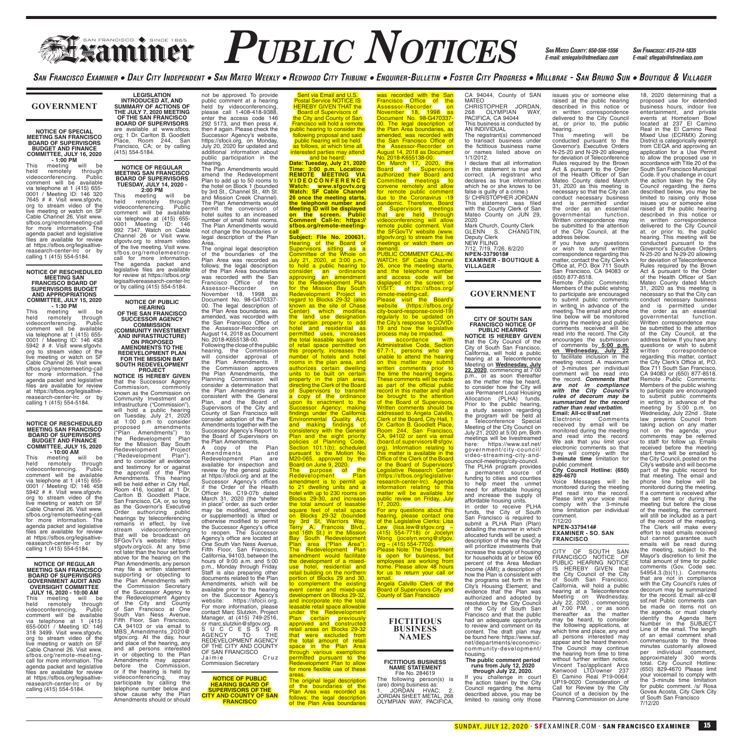# PUBLIC NOTICES

*San Mateo County: 650-556-1556 E-mail: smlegals@sfmediaco.com*

*San Francisco: 415-314-1835 E-mail: sflegals@sfmediaco.com*

*San Francisco Examiner • Daly City Independent • San Mateo Weekly • Redwood City Tribune • Enquirer-Bulletin • Foster City Progress • Millbrae - San Bruno Sun • Boutique & Villager*

## GOVERNMENT

**NOTICE OF SPECIAL MEETING SAN FRANCISCO BOARD OF SUPERVISORS BUDGET AND FINANCE COMMITTEE, JULY 16, 2020 - 1:00 PM**

This meeting will be held remotely through videoconferencing. Public comment will be available via telephone at 1 (415) 655-0001 / Meeting ID: 146 320 7645 # #. Visit www.sfgovtv.org to stream video of the live meeting or watch on SF Cable Channel 26. Visit www.sfbos.org/remotemeeting-call for more information. The agenda packet and legislative files are available for review at https://sfbos.org/legisaltive-reasearch-center-lrc or by calling 1 (415) 554-5184.

**NOTICE OF RESCHEDULED MEETING SAN FRANCISCO BOARD OF SUPERVISORS BUDGET AND APPROPRIATIONS COMMITTEE, JULY 15, 2020 - 1:30 PM**

This meeting will be held remotely through videoconferencing. Public comment will be available via telephone at 1 (415) 655-0001 / Meeting ID: 146 458 5942 # #. Visit www.sfgovtv.org to stream video of the live meeting or watch on SF Cable Channel 26. Visit www.sfbos.org/remotemeeting-call for more information. The agenda packet and legislative files are available for review at https://sfbos.org/legisaltive-reasearch-center-lrc or by calling 1 (415) 554-5184.

**NOTICE OF RESCHEDULED MEETING SAN FRANCISCO BOARD OF SUPERVISORS BUDGET AND FINANCE COMMITTEE, JULY 15, 2020 - 10:00 AM**

This meeting will be held remotely through videoconferencing. Public comment will be available via telephone at 1 (415) 655-0001 / Meeting ID: 146 458 5942 # #. Visit www.sfgovtv.org to stream video of the live meeting or watch on SF Cable Channel 26. Visit www.sfbos.org/remotemeeting-call for more information. The agenda packet and legislative files are available for review at https://sfbos.org/legisaltive-reasearch-center-lrc or by calling 1 (415) 554-5184.

**NOTICE OF REGULAR MEETING SAN FRANCISCO BOARD OF SUPERVISORS GOVERNMENT AUDIT AND OVERSIGHT COMMITTEE JULY 16, 2020 - 10:00 AM**

This meeting will be held remotely through videoconferencing. Public comment will be available via telephone at 1 (415) 655-0001 / Meeting ID: 146 318 3499. Visit www.sfgovtv.org to stream video of the live meeting or watch on SF Cable Channel 26. Visit www.sfbos.org/remote-meeting-call for more information. The agenda packet and legislative files are available for review at https://sfbos.org/legisaltive-reasearch-center-lrc or by calling (415) 554-5184.

**LEGISLATION INTRODUCED AT, AND SUMMARY OF ACTIONS OF THE JULY 7, 2020 MEETING OF THE SAN FRANCISCO BOARD OF SUPERVISORS** are available at www.sfbos.org; 1 Dr. Carlton B. Goodlett Place, Room 244, San Francisco, CA; or by calling (415) 554-5184.

**NOTICE OF REGULAR MEETING SAN FRANCISCO BOARD OF SUPERVISORS TUESDAY, JULY 14, 2020 - 2:00 PM**

This meeting will be held remotely through videoconferencing. Public comment will be available via telephone at (415) 655-0001 Meeting ID: 146 992 7347. Watch on Cable Channel 26 or Visit www.sfgovtv.org to stream video of the live meeting. Visit www.sfbos.org/remotemeeting-call for more information. The agenda packet and legislative files are available for review at https://sfbos.org/legisaltivereasearch-center-lrc or by calling (415) 554-5184.

**NOTICE OF PUBLIC HEARING OF THE SAN FRANCISCO SUCCESSOR AGENCY COMMISSION (COMMUNITY INVESTMENT AND INFRASTRUCTURE) ON PROPOSED AMENDMENTS TO THE REDEVELOPMENT PLAN FOR THE MISSION BAY SOUTH REDEVELOPMENT PROJECT**

**NOTICE IS HEREBY GIVEN** that the Successor Agency Commission, commonly known as the Commission on Community Investment and Infrastructure ("Commission"), will hold a public hearing on Tuesday, July 21, 2020 at 1:00 p.m to consider proposed amendments ("Plan Amendments") to the Redevelopment Plan for the Mission Bay South Redevelopment Project ("Redevelopment Plan"), and to consider all evidence and testimony for or against the approval of the Plan Amendments. This hearing will be held either in City Hall, Room 416, located at 1 Dr. Carlton B. Goodlett Place, San Francisco, CA, or, so long as the Governor's Executive Order authorizing public hearings by teleconferencing remains in effect, by live stream videoconferencing that will be broadcast on SFGovTv's website: https://sfgovtv.org/ccii. At any time not later than the hour set forth above for the hearing on the Plan Amendments, any person may file a written statement supporting or objecting to the Plan Amendments with the Commission Secretary of the Successor Agency to the Redevelopment Agency of the City and County of San Francisco at One South Van Ness Avenue, Fifth Floor, San Francisco, CA 94103 or via email to MBS_Amendments_2020@sfgov.org. At the day, hour and place of the hearing, any and all persons interested in or objecting to the Plan Amendments may appear before the Commission, or if the hearing is held by videoconferencing, may participate by calling the telephone number below and show cause why the Plan Amendments should or should not be approved. To provide public comment at a hearing held by videoconferencing, please call 1-408-418-9388, enter the access code 146 292 5173, and then press #, then # again. Please check the Successor Agency's website, https://sfocii.org, on Monday, July 20, 2020 for updated and additional information about public participation in the hearing.

The Plan Amendments would amend the Redevelopment Plan to add up to 50 rooms to the hotel on Block 1 (bounded by 3rd St., Channel St., 4th St. and Mission Creek Channel). The Plan Amendments would permit the conversion of hotel suites to an increased number of small hotel rooms. The Plan Amendments would not change the boundaries or legal description of the Plan Area.

The original legal description of the boundaries of the Plan Area was recorded as follows: the legal description of the Plan Area boundaries was recorded with the San Francisco Office of the Assessor-Recorder on November 18, 1998 as Document No. 98-G470337-00. The legal description of the Plan Area boundaries, as amended, was recorded with the San Francisco Office of the Assessor-Recorder on August 14, 2018 as Document No. 2018-K655138-00.

Following the close of the public hearing, the Commission will consider approval of the Plan Amendments. If the Commission approves the Plan Amendments, the Planning Commission will consider a determination that the Plan Amendments are consistent with the General Plan, and the Board of Supervisors of the City and County of San Francisco will consider adoption of the Plan Amendments together with the Successor Agency's Report to the Board of Supervisors on the Plan Amendments.

A copy of the Plan Amendments and Redevelopment Plan are available for inspection and review by the general public at https://sfocii.org and at the Successor Agency's offices if the Order of the Health Officer No. C19-07b dated March 31, 2020 (the "shelter in place" order, as such order may be modified, amended or supplemented) is lifted or otherwise modified to permit the Successor Agency's office to reopen. The Successor Agency's office are located at One South Van Ness Avenue, Fifth Floor, San Francisco, California, 94103, between the hours of 9:00 a.m. and 5:00 p.m., Monday through Friday. Staff is also preparing other documents related to the Plan Amendments, which will be available prior to the hearing on the Successor Agency's website: https://sfocii.org. For more information, please contact Marc Slutzkin, Project Manager, at (415) 749-2516, or marc.slutzkin@sfgov.org.

SUCCESSOR AGENCY TO THE REDEVELOPMENT AGENCY OF THE CITY AND COUNTY OF SAN FRANCISCO
Jaimie Cruz
Commission Secretary

**NOTICE OF PUBLIC HEARING BOARD OF SUPERVISORS OF THE CITY AND COUNTY OF SAN FRANCISCO**

Sent via Email and U.S. Postal Service NOTICE IS HEREBY GIVEN THAT the Board of Supervisors of the City and County of San Francisco will hold a remote public hearing to consider the following proposal and said public hearing will be held as follows, at which time all interested parties may attend and be heard:

**Date: Tuesday, July 21, 2020**
**Time: 3:00 p.m. Location: REMOTE MEETING VIA VIDEOCONFERENCE**
**Watch: www.sfgovtv.org**
**Watch: SF Cable Channel 26 once the meeting starts, the telephone number and Meeting ID will be displayed on the screen. Public Comment Call-In: https://sfbos.org/remote-meeting-call**

**Subject: File No. 200631.** Hearing of the Board of Supervisors sitting as a Committee of the Whole on July 21, 2020, at 3:00 p.m., to hold a public hearing to consider an ordinance approving an amendment to the Redevelopment Plan for the Mission Bay South Redevelopment Project in regard to Blocks 29-32 (also known as the site of Chase Center) which modifies the land use designation for certain property to add hotel and residential as permitted uses, increases the total leasable square feet of retail space permitted on this property, increases the number of hotels and hotel rooms in the plan area, and authorizes certain dwelling units to be built on certain property in the plan area; directing the Clerk of the Board of Supervisors to transmit a copy of the ordinance upon its enactment to the Successor Agency; making findings under the California Environmental Quality Act; and making findings of consistency with the General Plan and the eight priority policies of Planning Code, Section 101.1(b); scheduled pursuant to the Motion No. M20-065, approved by the Board on June 9, 2020.

The purpose of the Redevelopment Plan amendment is to permit up to 21 dwelling units and a hotel with up to 230 rooms on Blocks 29-30, and increase the total amount of leasable square feet of retail space on Blocks 29-32 (bounded by 3rd St, Warriors Way, Terry A. Francois Blvd., and 16th St.) in the Mission Bay South Redevelopment Plan area ("Plan Area"). The Redevelopment Plan amendment would facilitate the development of a mixed-use hotel, residential and retail building on the northern portion of Blocks 29 and 30, to complement the existing event center and mixed-use development on Blocks 29-32, and incorporate into the total leasable retail space allowable under the Redevelopment Plan certain previously approved and constructed retail areas on Blocks 29-32 that were excluded from the total amount of retail space in the Plan Area through various exemptions permitted pursuant to the Redevelopment Plan to allow for more flexible use of these areas.

The original legal description of the boundaries of the Plan Area was recorded as follows: the legal description of the Plan Area boundaries was recorded with the San Francisco Office of the Assessor-Recorder on November 18, 1998 as Document No. 98-G470337-00. The legal description of the Plan Area boundaries, as amended, was recorded with the San Francisco Office of the Assessor-Recorder on August 14, 2018 as Document No. 2018-K655138-00.

On March 17, 2020, the Board of Supervisors authorized their Board and Committee meetings to convene remotely and allow for remote public comment due to the Coronavirus -19 pandemic. Therefore, Board of Supervisors meetings that are held through videoconferencing will allow remote public comment. Visit the SFGovTV website (www.sfgovtv.org) to stream the live meetings or watch them on demand.

PUBLIC COMMENT CALL-IN: WATCH: SF Cable Channel 26, once the meeting starts, and the telephone number and access code will be displayed on the screen; or VISIT: https://sfbos.org/remote-meeting-call.

Please visit the Board's website (https://sfbos.org/city-board-response-covid-19) regularly to be updated on the City's response to COVID-19 and how the legislative process may be impacted.

In accordance with Administrative Code, Section 67.7-1, persons who are unable to attend the hearing on this matter may submit written comments prior to the time the hearing begins. These comments will be made as part of the official public record in this matter and shall be brought to the attention of the Board of Supervisors. Written comments should be addressed to Angela Calvillo, Clerk of the Board, City Hall, 1 Dr. Carlton B. Goodlett Place, Room 244, San Francisco, CA, 94102 or sent via email (board.of.supervisors@sfgov.org). Information relating to this matter is available in the Office of the Clerk of the Board or the Board of Supervisors' Legislative Research Center (https://sfbos.org/legislative-research-center-lrc). Agenda information relating to this matter will be available for public review on Friday, July 17, 2020.

For any questions about this hearing, please contact one of the Legislative Clerks: Lisa Lew (lisa.lew@sfgov.org ~ (415) 554-7718) or Jocelyn Wong (jocelyn.wong@sfgov.org ~ (415) 554-7702).

Please Note: The Department is open for business, but employees are working from home. Please allow 48 hours for us to return your call or email.

Angela Calvillo Clerk of the Board of Supervisors City and County of San Francisco

## FICTITIOUS BUSINESS NAMES

**FICTITIOUS BUSINESS NAME STATEMENT**
File No. 284619

The following person(s) is (are) doing business as:
1. JORDAN HVAC; 2. JORDAN SHEET METAL, 268 OLYMPIAN WAY, PACIFICA, CA 94044, County of SAN MATEO
CHRISTOPHER JORDAN, 268 OLYMPIAN WAY, PACIFICA, CA 94044
This business is conducted by AN INDIVIDUAL
The registrant(s) commenced to transact business under the fictitious business name or names listed above on 1/1/2012.
I declare that all information in this statement is true and correct. (A registrant who declares as true information which he or she knows to be false is guilty of a crime.)
S/ CHRISTOPHER JORDAN
This statement was filed with the County Clerk of San Mateo County on JUN 29, 2020
Mark Church, County Clerk
GLENN S. CHANGTIN, Deputy Clerk
NEW FILING
7/12, 7/19, 7/26, 8/2/20
**NPEN-3379018#**
**EXAMINER - BOUTIQUE & VILLAGER**

## GOVERNMENT

**CITY OF SOUTH SAN FRANCISCO NOTICE OF PUBLIC HEARING**

**NOTICE IS HEREBY GIVEN** that the City Council of the City of South San Francisco, California, will hold a public hearing at a Teleconference Meeting on **Wednesday, July 22, 2020**, commencing at 7:00 p.m., or as soon thereafter as the matter may be heard, to consider how the City will use Permanent Local Housing Allocation (PLHA) funds. Prior to the public hearing, a study session regarding the program will be held at a Teleconference Special Meeting of the City Council on July 21, 2020 at 5:00 pm. Both meetings will be livestreamed here: https://www.ssf.net/government/city-council/video-streaming-city-and-council-meetings/city-council.

The PLHA program provides a permanent source of funding to cities and counties to help meet the unmet need for affordable housing and increase the supply of affordable housing units.

In order to receive PLHA funds, the City of South San Francisco is required to submit a PLHA Plan (Plan) detailing the manner in which allocated funds will be used; a description of the way the City will prioritize investments that increase the supply of housing for households at or below 60 percent of the Area Median Income (AMI); a description of how the Plan is consistent with the programs set forth in the City's Housing Element; and evidence that the Plan was authorized and adopted by resolution by the City Council of the City of South San Francisco and that the public had an adequate opportunity to review and comment on its content. The draft plan may be found here: https://www.ssf.net/departments/economic-community-development/housing.

**The public comment period runs from July 12, 2020 through July 22, 2020.**

If you challenge in court the action taken by the City Council regarding the items described above, you may be limited to raising only those issues you or someone else raised at the public hearing described in this notice or in written correspondence delivered to the City Council at, or prior to, the public hearing.

This meeting will be conducted pursuant to the Governor's Executive Orders N-25-20 and N-29-20 allowing for deviation of Teleconference Rules required by the Brown Act & pursuant to the Order of the Health Officer of San Mateo County dated March 31, 2020 as this meeting is necessary so that the City can conduct necessary business and is permitted under the order as an essential governmental function. Written correspondence may be submitted to the attention of the City Council, at the address below.

If you have any questions or wish to submit written correspondence regarding this matter, contact the City Clerk's Office at, P.O. Box 711 South San Francisco, CA 94083 or (650) 877-8518.

Remote Public Comments: Members of the public wishing to participate are encouraged to submit public comments in writing in advance of the meeting. The email and phone line below will be monitored during the meeting and public comments received will be read into the record. The City encourages the submission of comments by **5:00 p.m. on Wednesday, July 22** to facilitate inclusion in the meeting record. A maximum of 3-minutes per individual comment will be read into the record. ***Comments that are not in compliance with the City Council's rules of decorum may be summarized for the record rather than read verbatim.***

**Email: All-cc@ssf.net**

Electronic Comments received by email will be monitored during the meeting and read into the record. We ask that you limit your electronic comments so that they will comply with the **3-minute time** limitation for public comment.

**City Council Hotline: (650) 829-4670**

Voice Messages will be monitored during the meeting and read into the record. Please limit your voice mail comply with the 3-minute time limitation per individual comment.

7/12/20
**NPEN-3379414#**
**EXAMINER - SO. SAN FRANCISCO**

CITY OF SOUTH SAN FRANCISCO NOTICE OF PUBLIC HEARING NOTICE IS HEREBY GIVEN that the City Council of the City of South San Francisco, California, will hold a public hearing at a Teleconference Meeting on Wednesday, July 22, 2020, commencing at 7:00 PM., or as soon thereafter as the matter may be heard, to consider the following applications, at which time and place, any and all persons interested may appear and be heard thereon. The Council may continue the hearing from time to time without further written notice. Vincent Tso/applicant Arco Kenwood LTD/owner 237 El Camino Real P19-0064: UP19-0020 Consideration of Call for Review by the City Council of a decision by the Planning Commission on June 18, 2020 determining that a proposed use for extended business hours, indoor live entertainment, and private events at Hometown Bowl located at 237 El Camino Real in the El Camino Real Mixed Use (ECRMX) Zoning District is categorically exempt from CEQA and approving an application for a Use Permit to allow the proposed use in accordance with Title 20 of the South San Francisco Municipal Code. If you challenge in court the action taken by the City Council regarding the items described below, you may be limited to raising only those issues you or someone else raised at the public hearing described in this notice or in written correspondence delivered to the City Council at, or prior to, the public hearing. This meeting will be conducted pursuant to the Governor's Executive Orders N-25-20 and N-29-20 allowing for deviation of Teleconference Rules required by the Brown Act & pursuant to the Order of the Health Officer of San Mateo County dated March 31, 2020 as this meeting is necessary so that the City can conduct necessary business and is permitted under the order as an essential governmental function. Written correspondence may be submitted to the attention of the City Council, at the address below. If you have any questions or wish to submit written correspondence regarding this matter, contact the City Clerk's Office at, P.O. Box 711 South San Francisco, CA 94083 or (650) 877-8518. Remote Public Comments: Members of the public wishing to participate are encouraged to submit public comments in writing in advance of the meeting by 5:00 p.m. on Wednesday, July 22nd . State law prevents Council from taking action on any matter not on the agenda; your comments may be referred to staff for follow up. Emails received before the meeting start time will be emailed to the City Council, posted on the City's website and will become part of the public record for that meeting. The email and phone line below will be monitored during the meeting. If a comment is received after the set time or during the meeting but before the close of the meeting, the comment will still be included as a part of the record of the meeting. The Clerk will make every effort to read emails received but cannot guarantee such emails will be read during the meeting, subject to the Mayor's discretion to limit the total amount of time for public comments (Gov. Code sec. 54954.3.(b)(1).). Comments that are not in compliance with the City Council's rules of decorum may be summarized for the record. Email: all-cc@ssf.net Public comments can be made on items not on the agenda, or must clearly identify the Agenda Item Number in the SUBJECT Line of the email. The length of an email comment shall commensurate to the three minutes customarily allowed per individual comment, approximately 300 words total. City Council Hotline: (650) 829-4670 Please limit your voicemail to comply with the 3-minute time limitation for public comment. /s/ Rosa Govea Acosta, City Clerk City of South San Francisco
7/12/20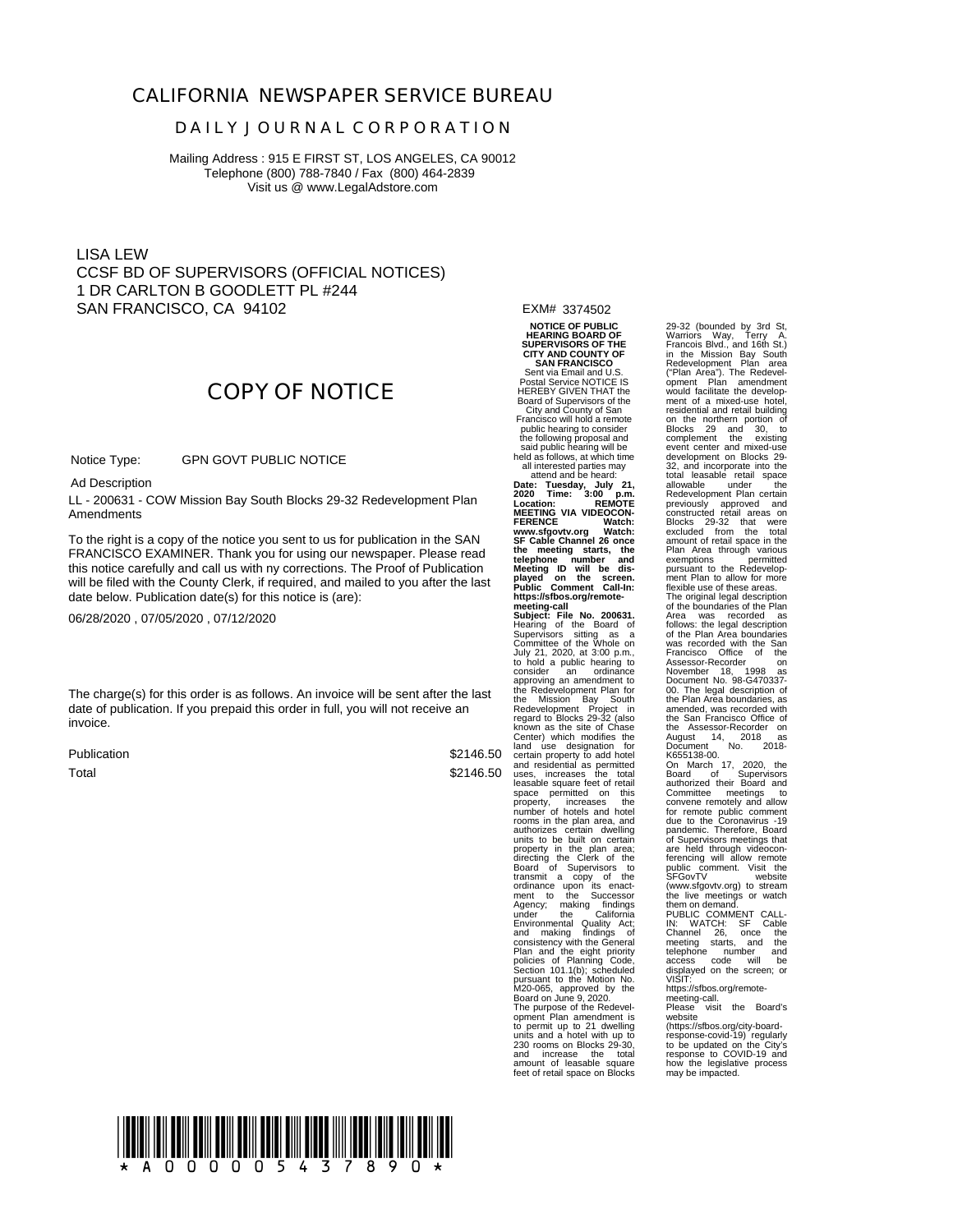# CALIFORNIA NEWSPAPER SERVICE BUREAU

## DAILY JOURNAL CORPORATION

Mailing Address : 915 E FIRST ST, LOS ANGELES, CA 90012
Telephone (800) 788-7840 / Fax (800) 464-2839
Visit us @ www.LegalAdstore.com

LISA LEW
CCSF BD OF SUPERVISORS (OFFICIAL NOTICES)
1 DR CARLTON B GOODLETT PL #244
SAN FRANCISCO, CA 94102

EXM# 3374502

## COPY OF NOTICE

Notice Type: GPN GOVT PUBLIC NOTICE

Ad Description

LL - 200631 - COW Mission Bay South Blocks 29-32 Redevelopment Plan Amendments

To the right is a copy of the notice you sent to us for publication in the SAN FRANCISCO EXAMINER. Thank you for using our newspaper. Please read this notice carefully and call us with ny corrections. The Proof of Publication will be filed with the County Clerk, if required, and mailed to you after the last date below. Publication date(s) for this notice is (are):

06/28/2020 , 07/05/2020 , 07/12/2020

The charge(s) for this order is as follows. An invoice will be sent after the last date of publication. If you prepaid this order in full, you will not receive an invoice.

| | |
|---|---|
| Publication | $2146.50 |
| Total | $2146.50 |

**NOTICE OF PUBLIC HEARING BOARD OF SUPERVISORS OF THE CITY AND COUNTY OF SAN FRANCISCO**

Sent via Email and U.S. Postal Service NOTICE IS HEREBY GIVEN THAT the Board of Supervisors of the City and County of San Francisco will hold a remote public hearing to consider the following proposal and said public hearing will be held as follows, at which time all interested parties may attend and be heard:

**Date: Tuesday, July 21, 2020 Time: 3:00 p.m. Location: REMOTE MEETING VIA VIDEOCONFERENCE Watch: www.sfgovtv.org Watch: SF Cable Channel 26 once the meeting starts, the telephone number and Meeting ID will be displayed on the screen. Public Comment Call-In: https://sfbos.org/remote-meeting-call**

**Subject: File No. 200631.** Hearing of the Board of Supervisors sitting as a Committee of the Whole on July 21, 2020, at 3:00 p.m., to hold a public hearing to consider an ordinance approving an amendment to the Redevelopment Plan for the Mission Bay South Redevelopment Project in regard to Blocks 29-32 (also known as the site of Chase Center) which modifies the land use designation for certain property to add hotel and residential as permitted uses, increases the total leasable square feet of retail space permitted on this property, increases the number of hotels and hotel rooms in the plan area, and authorizes certain dwelling units to be built on certain property in the plan area; directing the Clerk of the Board of Supervisors to transmit a copy of the ordinance upon its enactment to the Successor Agency; making findings under the California Environmental Quality Act; and making findings of consistency with the General Plan and the eight priority policies of Planning Code, Section 101.1(b); scheduled pursuant to the Motion No. M20-065, approved by the Board on June 9, 2020.

The purpose of the Redevelopment Plan amendment is to permit up to 21 dwelling units and a hotel with up to 230 rooms on Blocks 29-30, and increase the total amount of leasable square feet of retail space on Blocks 29-32 (bounded by 3rd St, Warriors Way, Terry A. Francois Blvd., and 16th St.) in the Mission Bay South Redevelopment Plan area ("Plan Area"). The Redevelopment Plan amendment would facilitate the development of a mixed-use hotel, residential and retail building on the northern portion of Blocks 29 and 30, to complement the existing event center and mixed-use development on Blocks 29-32, and incorporate into the total leasable retail space allowable under the Redevelopment Plan certain previously approved and constructed retail areas on Blocks 29-32 that were excluded from the total amount of retail space in the Plan Area through various exemptions permitted pursuant to the Redevelopment Plan to allow for more flexible use of these areas.

The original legal description of the boundaries of the Plan Area was recorded as follows: the legal description of the Plan Area boundaries was recorded with the San Francisco Office of the Assessor-Recorder on November 18, 1998 as Document No. 98-G470337-00. The legal description of the Plan Area boundaries, as amended, was recorded with the San Francisco Office of the Assessor-Recorder on August 14, 2018 as Document No. 2018-K655138-00.

On March 17, 2020, the Board of Supervisors authorized their Board and Committee meetings to convene remotely and allow for remote public comment due to the Coronavirus -19 pandemic. Therefore, Board of Supervisors meetings that are held through videoconferencing will allow remote public comment. Visit the SFGovTV website (www.sfgovtv.org) to stream the live meetings or watch them on demand.

PUBLIC COMMENT CALL-IN: WATCH: SF Cable Channel 26, once the meeting starts, and the telephone number and access code will be displayed on the screen; or VISIT: https://sfbos.org/remote-meeting-call.

Please visit the Board's website (https://sfbos.org/city-board-response-covid-19) regularly to be updated on the City's response to COVID-19 and how the legislative process may be impacted.

\* A 0 0 0 0 0 5 4 3 7 8 9 0 \*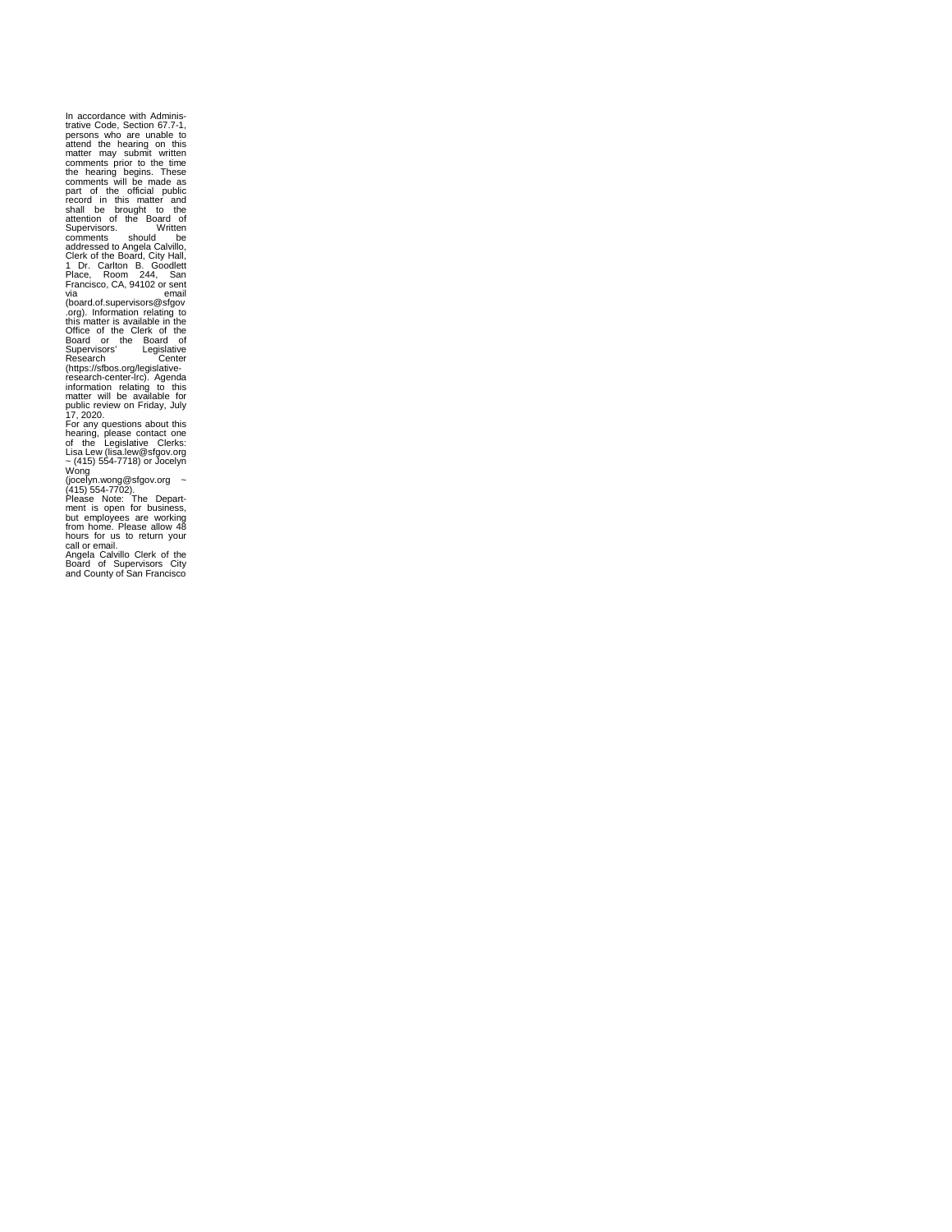In accordance with Administrative Code, Section 67.7-1, persons who are unable to attend the hearing on this matter may submit written comments prior to the time the hearing begins. These comments will be made as part of the official public record in this matter and shall be brought to the attention of the Board of Supervisors. Written comments should be addressed to Angela Calvillo, Clerk of the Board, City Hall, 1 Dr. Carlton B. Goodlett Place, Room 244, San Francisco, CA, 94102 or sent via email (board.of.supervisors@sfgov.org). Information relating to this matter is available in the Office of the Clerk of the Board or the Board of Supervisors' Legislative Research Center (https://sfbos.org/legislative-research-center-lrc). Agenda information relating to this matter will be available for public review on Friday, July 17, 2020.

For any questions about this hearing, please contact one of the Legislative Clerks: Lisa Lew (lisa.lew@sfgov.org ~ (415) 554-7718) or Jocelyn Wong (jocelyn.wong@sfgov.org ~ (415) 554-7702).

Please Note: The Department is open for business, but employees are working from home. Please allow 48 hours for us to return your call or email.

Angela Calvillo Clerk of the Board of Supervisors City and County of San Francisco